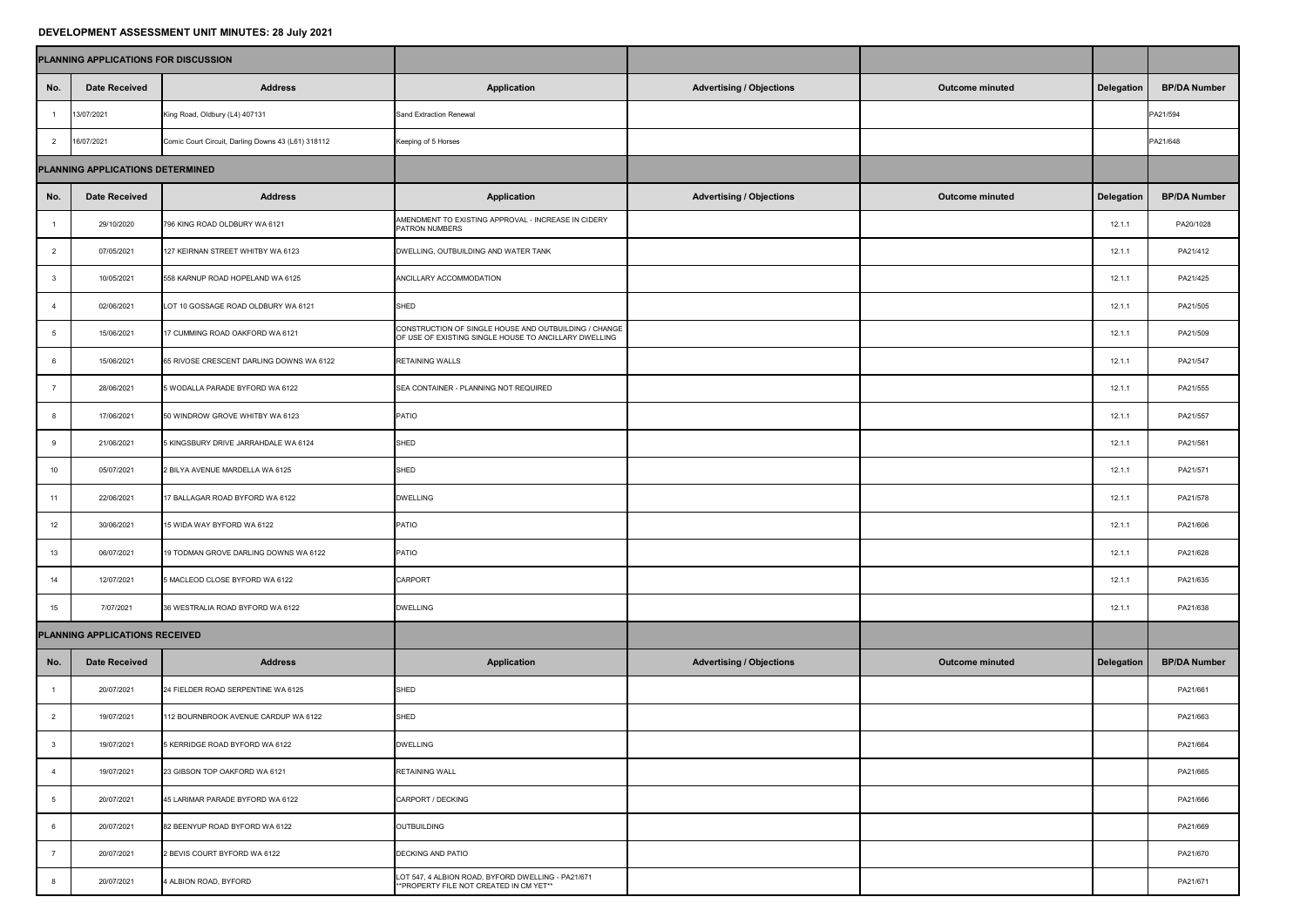# DEVELOPMENT ASSESSMENT UNIT MINUTES: 28 July 2021

## PLANNING APPLICATIONS FOR DISCUSSION

| No. | Date Received | Address | Application | Advertising / Objections | Outcome minuted | Delegation | BP/DA Number |
|---|---|---|---|---|---|---|---|
| 1 | 13/07/2021 | King Road, Oldbury (L4) 407131 | Sand Extraction Renewal | | | | PA21/594 |
| 2 | 16/07/2021 | Comic Court Circuit, Darling Downs 43 (L61) 318112 | Keeping of 5 Horses | | | | PA21/648 |

## PLANNING APPLICATIONS DETERMINED

| No. | Date Received | Address | Application | Advertising / Objections | Outcome minuted | Delegation | BP/DA Number |
|---|---|---|---|---|---|---|---|
| 1 | 29/10/2020 | 796 KING ROAD OLDBURY WA 6121 | AMENDMENT TO EXISTING APPROVAL - INCREASE IN CIDERY PATRON NUMBERS | | | 12.1.1 | PA20/1028 |
| 2 | 07/05/2021 | 127 KEIRNAN STREET WHITBY WA 6123 | DWELLING, OUTBUILDING AND WATER TANK | | | 12.1.1 | PA21/412 |
| 3 | 10/05/2021 | 558 KARNUP ROAD HOPELAND WA 6125 | ANCILLARY ACCOMMODATION | | | 12.1.1 | PA21/425 |
| 4 | 02/06/2021 | LOT 10 GOSSAGE ROAD OLDBURY WA 6121 | SHED | | | 12.1.1 | PA21/505 |
| 5 | 15/06/2021 | 17 CUMMING ROAD OAKFORD WA 6121 | CONSTRUCTION OF SINGLE HOUSE AND OUTBUILDING / CHANGE OF USE OF EXISTING SINGLE HOUSE TO ANCILLARY DWELLING | | | 12.1.1 | PA21/509 |
| 6 | 15/06/2021 | 65 RIVOSE CRESCENT DARLING DOWNS WA 6122 | RETAINING WALLS | | | 12.1.1 | PA21/547 |
| 7 | 28/06/2021 | 5 WODALLA PARADE BYFORD WA 6122 | SEA CONTAINER - PLANNING NOT REQUIRED | | | 12.1.1 | PA21/555 |
| 8 | 17/06/2021 | 50 WINDROW GROVE WHITBY WA 6123 | PATIO | | | 12.1.1 | PA21/557 |
| 9 | 21/06/2021 | 5 KINGSBURY DRIVE JARRAHDALE WA 6124 | SHED | | | 12.1.1 | PA21/561 |
| 10 | 05/07/2021 | 2 BILYA AVENUE MARDELLA WA 6125 | SHED | | | 12.1.1 | PA21/571 |
| 11 | 22/06/2021 | 17 BALLAGAR ROAD BYFORD WA 6122 | DWELLING | | | 12.1.1 | PA21/578 |
| 12 | 30/06/2021 | 15 WIDA WAY BYFORD WA 6122 | PATIO | | | 12.1.1 | PA21/606 |
| 13 | 06/07/2021 | 19 TODMAN GROVE DARLING DOWNS WA 6122 | PATIO | | | 12.1.1 | PA21/628 |
| 14 | 12/07/2021 | 5 MACLEOD CLOSE BYFORD WA 6122 | CARPORT | | | 12.1.1 | PA21/635 |
| 15 | 7/07/2021 | 36 WESTRALIA ROAD BYFORD WA 6122 | DWELLING | | | 12.1.1 | PA21/638 |

## PLANNING APPLICATIONS RECEIVED

| No. | Date Received | Address | Application | Advertising / Objections | Outcome minuted | Delegation | BP/DA Number |
|---|---|---|---|---|---|---|---|
| 1 | 20/07/2021 | 24 FIELDER ROAD SERPENTINE WA 6125 | SHED | | | | PA21/661 |
| 2 | 19/07/2021 | 112 BOURNBROOK AVENUE CARDUP WA 6122 | SHED | | | | PA21/663 |
| 3 | 19/07/2021 | 5 KERRIDGE ROAD BYFORD WA 6122 | DWELLING | | | | PA21/664 |
| 4 | 19/07/2021 | 23 GIBSON TOP OAKFORD WA 6121 | RETAINING WALL | | | | PA21/665 |
| 5 | 20/07/2021 | 45 LARIMAR PARADE BYFORD WA 6122 | CARPORT / DECKING | | | | PA21/666 |
| 6 | 20/07/2021 | 82 BEENYUP ROAD BYFORD WA 6122 | OUTBUILDING | | | | PA21/669 |
| 7 | 20/07/2021 | 2 BEVIS COURT BYFORD WA 6122 | DECKING AND PATIO | | | | PA21/670 |
| 8 | 20/07/2021 | 4 ALBION ROAD, BYFORD | LOT 547, 4 ALBION ROAD, BYFORD DWELLING - PA21/671 **PROPERTY FILE NOT CREATED IN CM YET** | | | | PA21/671 |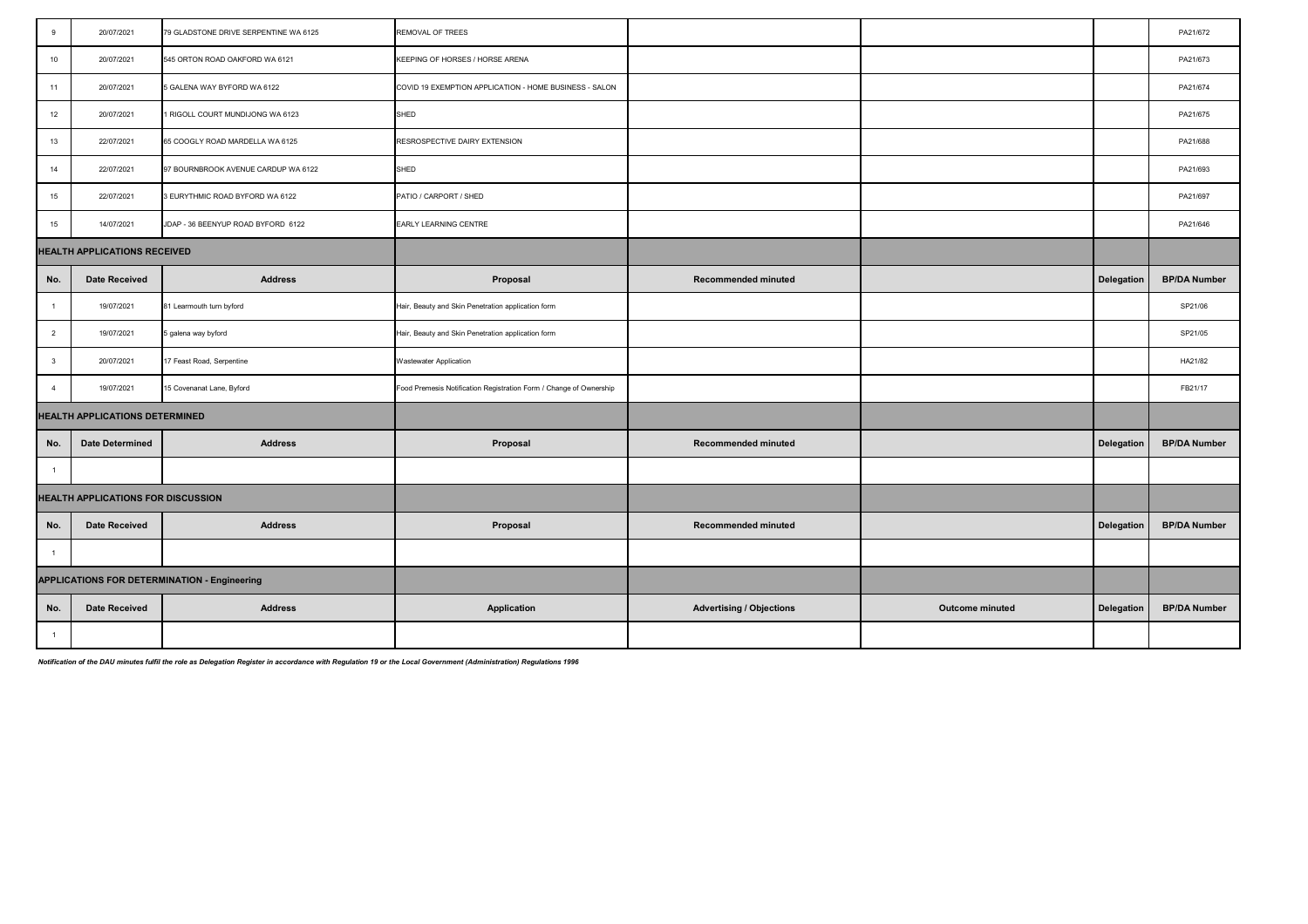| | | | | | | | |
|---|---|---|---|---|---|---|---|
| 9 | 20/07/2021 | 79 GLADSTONE DRIVE SERPENTINE WA 6125 | REMOVAL OF TREES | | | | PA21/672 |
| 10 | 20/07/2021 | 545 ORTON ROAD OAKFORD WA 6121 | KEEPING OF HORSES / HORSE ARENA | | | | PA21/673 |
| 11 | 20/07/2021 | 5 GALENA WAY BYFORD WA 6122 | COVID 19 EXEMPTION APPLICATION - HOME BUSINESS - SALON | | | | PA21/674 |
| 12 | 20/07/2021 | 1 RIGOLL COURT MUNDIJONG WA 6123 | SHED | | | | PA21/675 |
| 13 | 22/07/2021 | 65 COOGLY ROAD MARDELLA WA 6125 | RESROSPECTIVE DAIRY EXTENSION | | | | PA21/688 |
| 14 | 22/07/2021 | 97 BOURNBROOK AVENUE CARDUP WA 6122 | SHED | | | | PA21/693 |
| 15 | 22/07/2021 | 3 EURYTHMIC ROAD BYFORD WA 6122 | PATIO / CARPORT / SHED | | | | PA21/697 |
| 15 | 14/07/2021 | JDAP - 36 BEENYUP ROAD BYFORD 6122 | EARLY LEARNING CENTRE | | | | PA21/646 |
| **HEALTH APPLICATIONS RECEIVED** | | | | | | | |
| **No.** | **Date Received** | **Address** | **Proposal** | **Recommended minuted** | | **Delegation** | **BP/DA Number** |
| 1 | 19/07/2021 | 81 Learmouth turn byford | Hair, Beauty and Skin Penetration application form | | | | SP21/06 |
| 2 | 19/07/2021 | 5 galena way byford | Hair, Beauty and Skin Penetration application form | | | | SP21/05 |
| 3 | 20/07/2021 | 17 Feast Road, Serpentine | Wastewater Application | | | | HA21/82 |
| 4 | 19/07/2021 | 15 Covenanat Lane, Byford | Food Premesis Notification Registration Form / Change of Ownership | | | | FB21/17 |
| **HEALTH APPLICATIONS DETERMINED** | | | | | | | |
| **No.** | **Date Determined** | **Address** | **Proposal** | **Recommended minuted** | | **Delegation** | **BP/DA Number** |
| 1 | | | | | | | |
| **HEALTH APPLICATIONS FOR DISCUSSION** | | | | | | | |
| **No.** | **Date Received** | **Address** | **Proposal** | **Recommended minuted** | | **Delegation** | **BP/DA Number** |
| 1 | | | | | | | |
| **APPLICATIONS FOR DETERMINATION - Engineering** | | | | | | | |
| **No.** | **Date Received** | **Address** | **Application** | **Advertising / Objections** | **Outcome minuted** | **Delegation** | **BP/DA Number** |
| 1 | | | | | | | |

*Notification of the DAU minutes fulfil the role as Delegation Register in accordance with Regulation 19 or the Local Government (Administration) Regulations 1996*